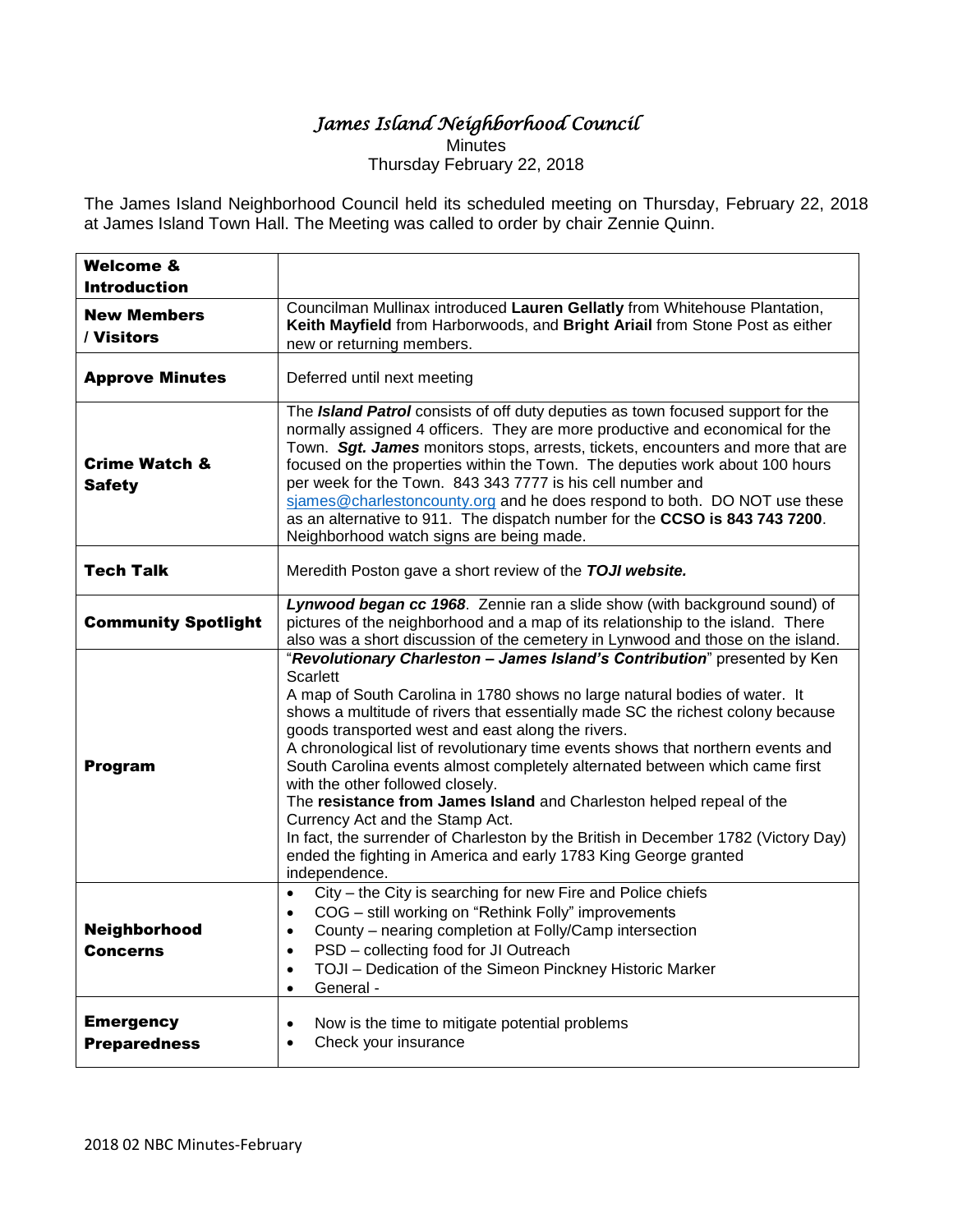# *James Island Neighborhood Council*

Minutes

Thursday February 22, 2018

The James Island Neighborhood Council held its scheduled meeting on Thursday, February 22, 2018 at James Island Town Hall. The Meeting was called to order by chair Zennie Quinn.

| **Welcome & Introduction** | |
|---|---|
| **New Members / Visitors** | Councilman Mullinax introduced **Lauren Gellatly** from Whitehouse Plantation, **Keith Mayfield** from Harborwoods, and **Bright Ariail** from Stone Post as either new or returning members. |
| **Approve Minutes** | Deferred until next meeting |
| **Crime Watch & Safety** | The ***Island Patrol*** consists of off duty deputies as town focused support for the normally assigned 4 officers. They are more productive and economical for the Town. ***Sgt. James*** monitors stops, arrests, tickets, encounters and more that are focused on the properties within the Town. The deputies work about 100 hours per week for the Town. 843 343 7777 is his cell number and sjames@charlestoncounty.org and he does respond to both. DO NOT use these as an alternative to 911. The dispatch number for the **CCSO is 843 743 7200**. Neighborhood watch signs are being made. |
| **Tech Talk** | Meredith Poston gave a short review of the ***TOJI website.*** |
| **Community Spotlight** | ***Lynwood began cc 1968***. Zennie ran a slide show (with background sound) of pictures of the neighborhood and a map of its relationship to the island. There also was a short discussion of the cemetery in Lynwood and those on the island. |
| **Program** | "***Revolutionary Charleston – James Island's Contribution***" presented by Ken Scarlett<br>A map of South Carolina in 1780 shows no large natural bodies of water. It shows a multitude of rivers that essentially made SC the richest colony because goods transported west and east along the rivers.<br>A chronological list of revolutionary time events shows that northern events and South Carolina events almost completely alternated between which came first with the other followed closely.<br>The **resistance from James Island** and Charleston helped repeal of the Currency Act and the Stamp Act.<br>In fact, the surrender of Charleston by the British in December 1782 (Victory Day) ended the fighting in America and early 1783 King George granted independence. |
| **Neighborhood Concerns** | • City – the City is searching for new Fire and Police chiefs<br>• COG – still working on "Rethink Folly" improvements<br>• County – nearing completion at Folly/Camp intersection<br>• PSD – collecting food for JI Outreach<br>• TOJI – Dedication of the Simeon Pinckney Historic Marker<br>• General - |
| **Emergency Preparedness** | • Now is the time to mitigate potential problems<br>• Check your insurance |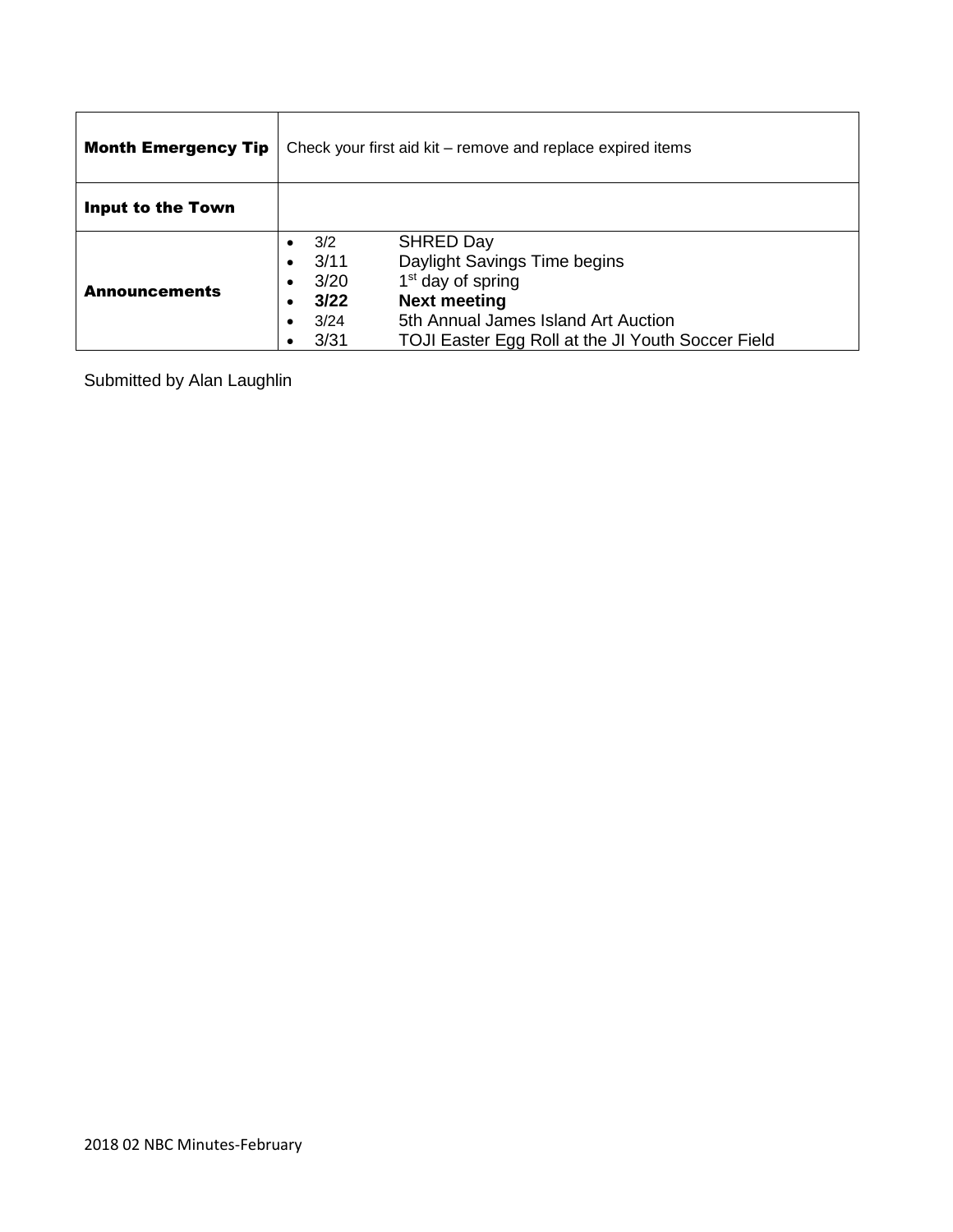| | |
|---|---|
| **Month Emergency Tip** | Check your first aid kit – remove and replace expired items |
| **Input to the Town** | |
| **Announcements** | • 3/2 SHRED Day<br>• 3/11 Daylight Savings Time begins<br>• 3/20 1st day of spring<br>• **3/22** **Next meeting**<br>• 3/24 5th Annual James Island Art Auction<br>• 3/31 TOJI Easter Egg Roll at the JI Youth Soccer Field |

Submitted by Alan Laughlin